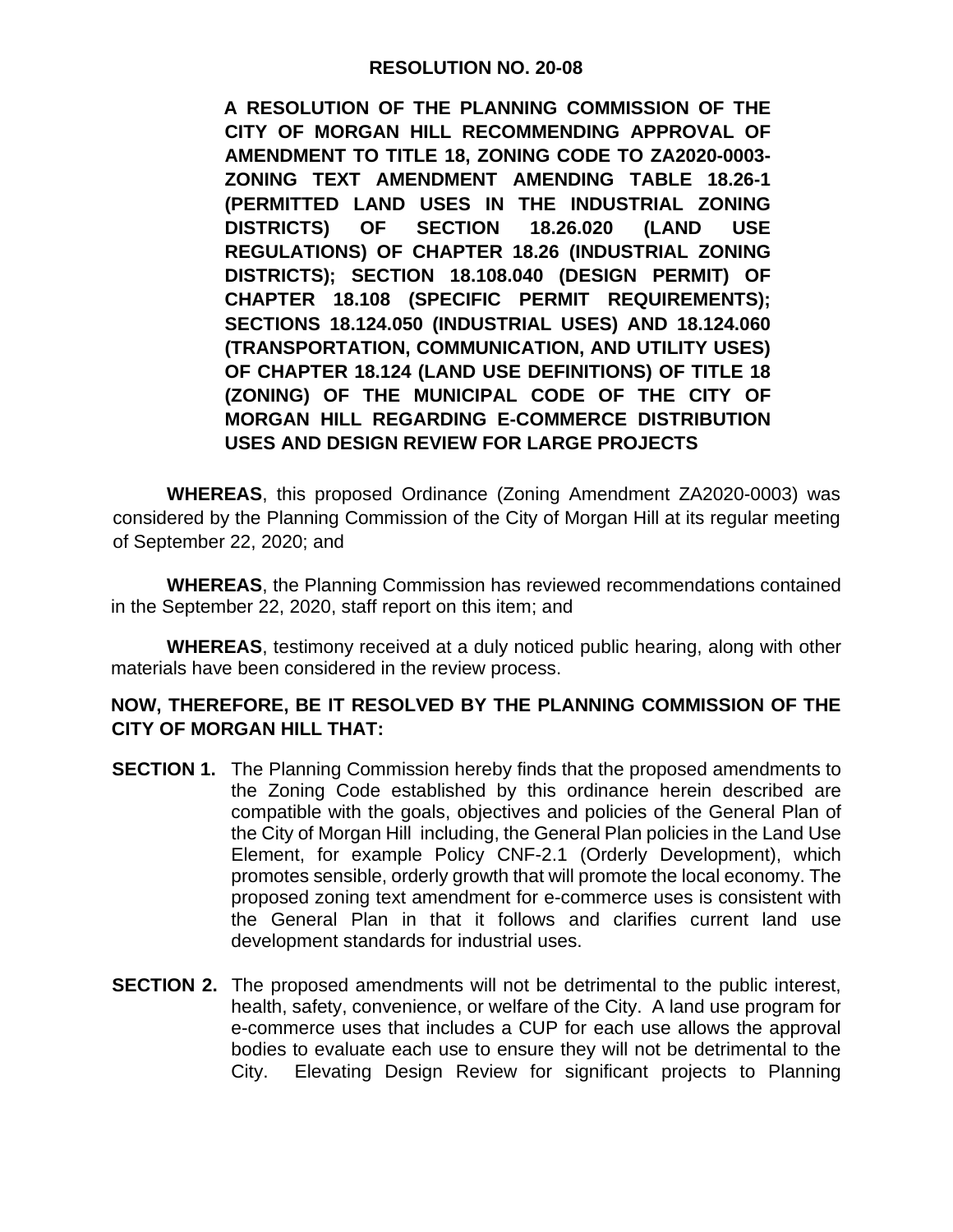# RESOLUTION NO. 20-08

**A RESOLUTION OF THE PLANNING COMMISSION OF THE CITY OF MORGAN HILL RECOMMENDING APPROVAL OF AMENDMENT TO TITLE 18, ZONING CODE TO ZA2020-0003-ZONING TEXT AMENDMENT AMENDING TABLE 18.26-1 (PERMITTED LAND USES IN THE INDUSTRIAL ZONING DISTRICTS) OF SECTION 18.26.020 (LAND USE REGULATIONS) OF CHAPTER 18.26 (INDUSTRIAL ZONING DISTRICTS); SECTION 18.108.040 (DESIGN PERMIT) OF CHAPTER 18.108 (SPECIFIC PERMIT REQUIREMENTS); SECTIONS 18.124.050 (INDUSTRIAL USES) AND 18.124.060 (TRANSPORTATION, COMMUNICATION, AND UTILITY USES) OF CHAPTER 18.124 (LAND USE DEFINITIONS) OF TITLE 18 (ZONING) OF THE MUNICIPAL CODE OF THE CITY OF MORGAN HILL REGARDING E-COMMERCE DISTRIBUTION USES AND DESIGN REVIEW FOR LARGE PROJECTS**

**WHEREAS**, this proposed Ordinance (Zoning Amendment ZA2020-0003) was considered by the Planning Commission of the City of Morgan Hill at its regular meeting of September 22, 2020; and

**WHEREAS**, the Planning Commission has reviewed recommendations contained in the September 22, 2020, staff report on this item; and

**WHEREAS**, testimony received at a duly noticed public hearing, along with other materials have been considered in the review process.

**NOW, THEREFORE, BE IT RESOLVED BY THE PLANNING COMMISSION OF THE CITY OF MORGAN HILL THAT:**

**SECTION 1.** The Planning Commission hereby finds that the proposed amendments to the Zoning Code established by this ordinance herein described are compatible with the goals, objectives and policies of the General Plan of the City of Morgan Hill including, the General Plan policies in the Land Use Element, for example Policy CNF-2.1 (Orderly Development), which promotes sensible, orderly growth that will promote the local economy. The proposed zoning text amendment for e-commerce uses is consistent with the General Plan in that it follows and clarifies current land use development standards for industrial uses.

**SECTION 2.** The proposed amendments will not be detrimental to the public interest, health, safety, convenience, or welfare of the City. A land use program for e-commerce uses that includes a CUP for each use allows the approval bodies to evaluate each use to ensure they will not be detrimental to the City. Elevating Design Review for significant projects to Planning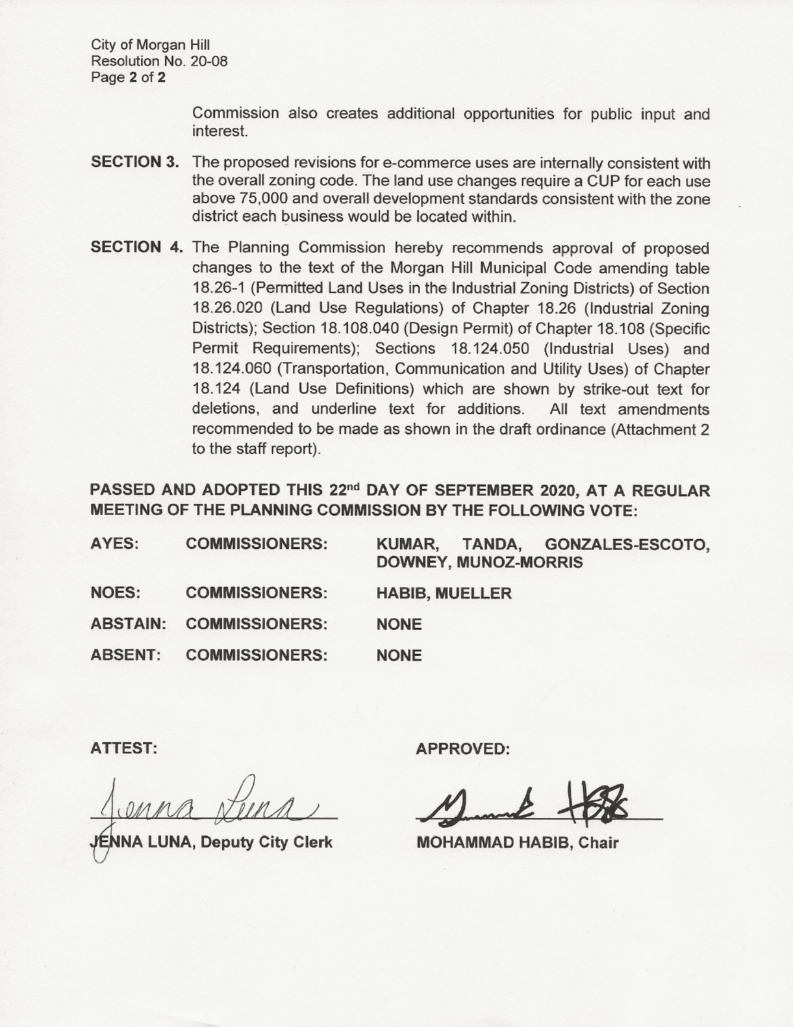Commission also creates additional opportunities for public input and interest.

**SECTION 3.** The proposed revisions for e-commerce uses are internally consistent with the overall zoning code. The land use changes require a CUP for each use above 75,000 and overall development standards consistent with the zone district each business would be located within.

**SECTION 4.** The Planning Commission hereby recommends approval of proposed changes to the text of the Morgan Hill Municipal Code amending table 18.26-1 (Permitted Land Uses in the Industrial Zoning Districts) of Section 18.26.020 (Land Use Regulations) of Chapter 18.26 (Industrial Zoning Districts); Section 18.108.040 (Design Permit) of Chapter 18.108 (Specific Permit Requirements); Sections 18.124.050 (Industrial Uses) and 18.124.060 (Transportation, Communication and Utility Uses) of Chapter 18.124 (Land Use Definitions) which are shown by strike-out text for deletions, and underline text for additions. All text amendments recommended to be made as shown in the draft ordinance (Attachment 2 to the staff report).

**PASSED AND ADOPTED THIS 22nd DAY OF SEPTEMBER 2020, AT A REGULAR MEETING OF THE PLANNING COMMISSION BY THE FOLLOWING VOTE:**

| | | |
|---|---|---|
| **AYES:** | **COMMISSIONERS:** | **KUMAR, TANDA, GONZALES-ESCOTO, DOWNEY, MUNOZ-MORRIS** |
| **NOES:** | **COMMISSIONERS:** | **HABIB, MUELLER** |
| **ABSTAIN:** | **COMMISSIONERS:** | **NONE** |
| **ABSENT:** | **COMMISSIONERS:** | **NONE** |

**ATTEST:**

Jenna Luna

**JENNA LUNA, Deputy City Clerk**

**APPROVED:**

**MOHAMMAD HABIB, Chair**